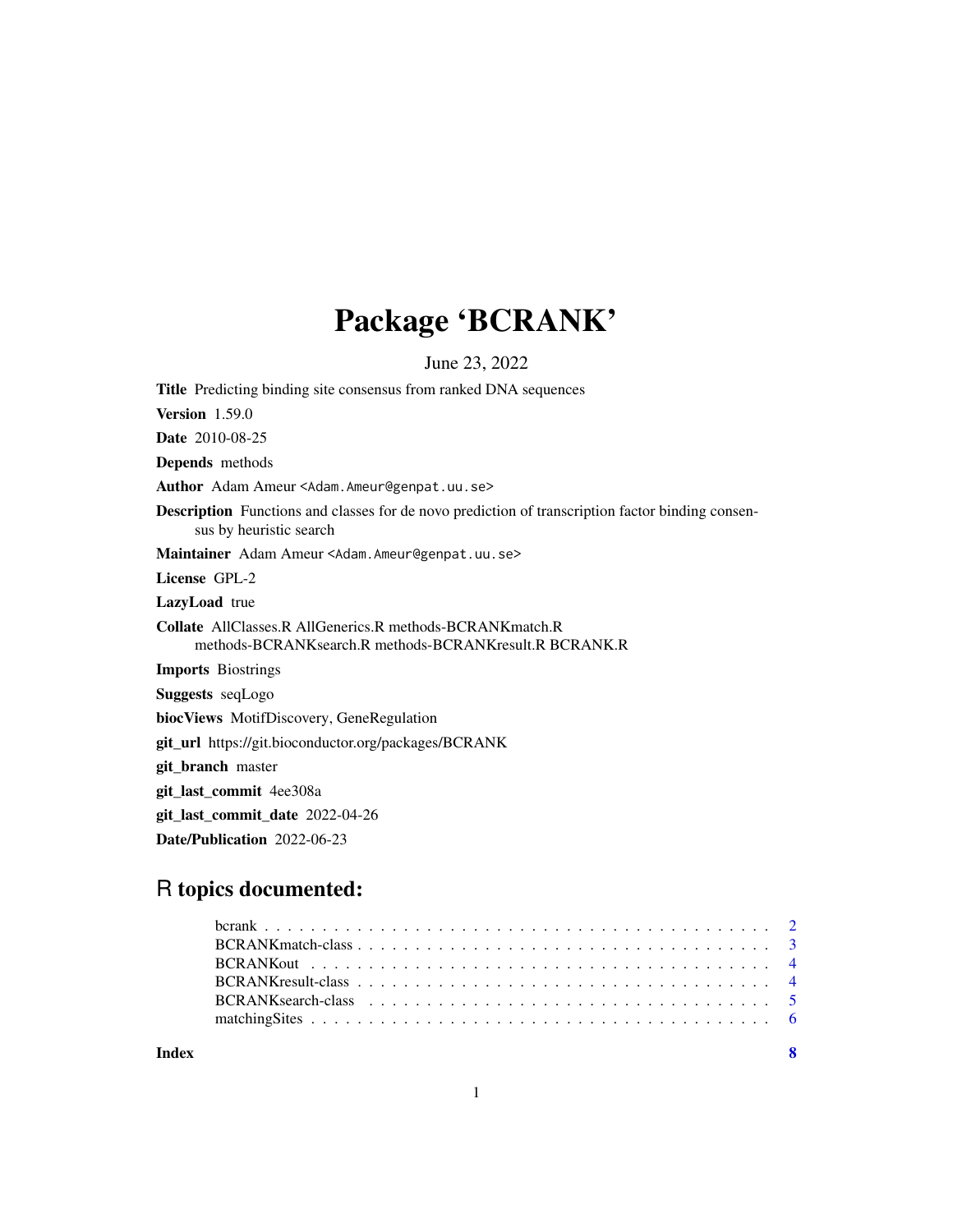# Package 'BCRANK'

June 23, 2022

**Title** Predicting binding site consensus from ranked DNA sequences

**Version** 1.59.0

**Date** 2010-08-25

**Depends** methods

**Author** Adam Ameur <Adam.Ameur@genpat.uu.se>

**Description** Functions and classes for de novo prediction of transcription factor binding consensus by heuristic search

**Maintainer** Adam Ameur <Adam.Ameur@genpat.uu.se>

**License** GPL-2

**LazyLoad** true

**Collate** AllClasses.R AllGenerics.R methods-BCRANKmatch.R methods-BCRANKsearch.R methods-BCRANKresult.R BCRANK.R

**Imports** Biostrings

**Suggests** seqLogo

**biocViews** MotifDiscovery, GeneRegulation

**git_url** https://git.bioconductor.org/packages/BCRANK

**git_branch** master

**git_last_commit** 4ee308a

**git_last_commit_date** 2022-04-26

**Date/Publication** 2022-06-23

## R topics documented:

- bcrank . . . . . . . . . . . . . . . . . . . . . . . . . . . . . . . . . . . . . . . . . . . 2
- BCRANKmatch-class . . . . . . . . . . . . . . . . . . . . . . . . . . . . . . . . . . . 3
- BCRANKout . . . . . . . . . . . . . . . . . . . . . . . . . . . . . . . . . . . . . . . 4
- BCRANKresult-class . . . . . . . . . . . . . . . . . . . . . . . . . . . . . . . . . . . 4
- BCRANKsearch-class . . . . . . . . . . . . . . . . . . . . . . . . . . . . . . . . . . 5
- matchingSites . . . . . . . . . . . . . . . . . . . . . . . . . . . . . . . . . . . . . . 6

**Index** 8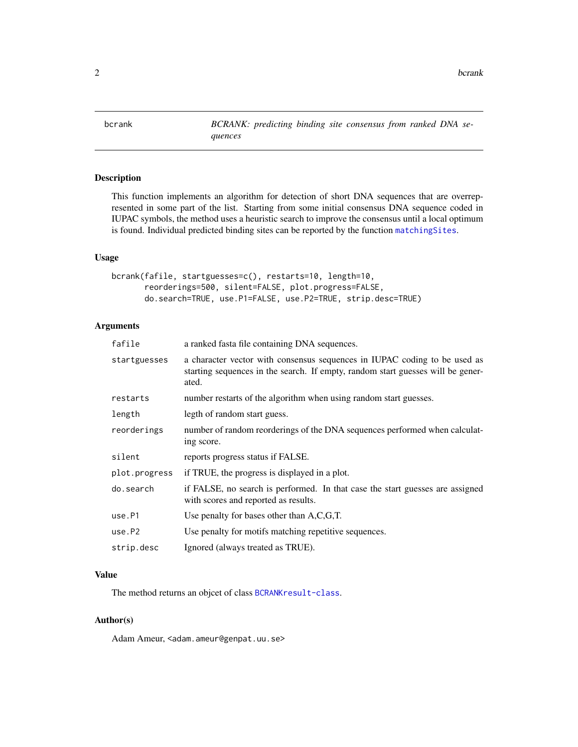bcrank — *BCRANK: predicting binding site consensus from ranked DNA sequences*

## Description

This function implements an algorithm for detection of short DNA sequences that are overrepresented in some part of the list. Starting from some initial consensus DNA sequence coded in IUPAC symbols, the method uses a heuristic search to improve the consensus until a local optimum is found. Individual predicted binding sites can be reported by the function `matchingSites`.

## Usage

```
bcrank(fafile, startguesses=c(), restarts=10, length=10,
       reorderings=500, silent=FALSE, plot.progress=FALSE,
       do.search=TRUE, use.P1=FALSE, use.P2=TRUE, strip.desc=TRUE)
```

## Arguments

| | |
|---|---|
| `fafile` | a ranked fasta file containing DNA sequences. |
| `startguesses` | a character vector with consensus sequences in IUPAC coding to be used as starting sequences in the search. If empty, random start guesses will be generated. |
| `restarts` | number restarts of the algorithm when using random start guesses. |
| `length` | legth of random start guess. |
| `reorderings` | number of random reorderings of the DNA sequences performed when calculating score. |
| `silent` | reports progress status if FALSE. |
| `plot.progress` | if TRUE, the progress is displayed in a plot. |
| `do.search` | if FALSE, no search is performed. In that case the start guesses are assigned with scores and reported as results. |
| `use.P1` | Use penalty for bases other than A,C,G,T. |
| `use.P2` | Use penalty for motifs matching repetitive sequences. |
| `strip.desc` | Ignored (always treated as TRUE). |

## Value

The method returns an objcet of class `BCRANKresult-class`.

## Author(s)

Adam Ameur, <adam.ameur@genpat.uu.se>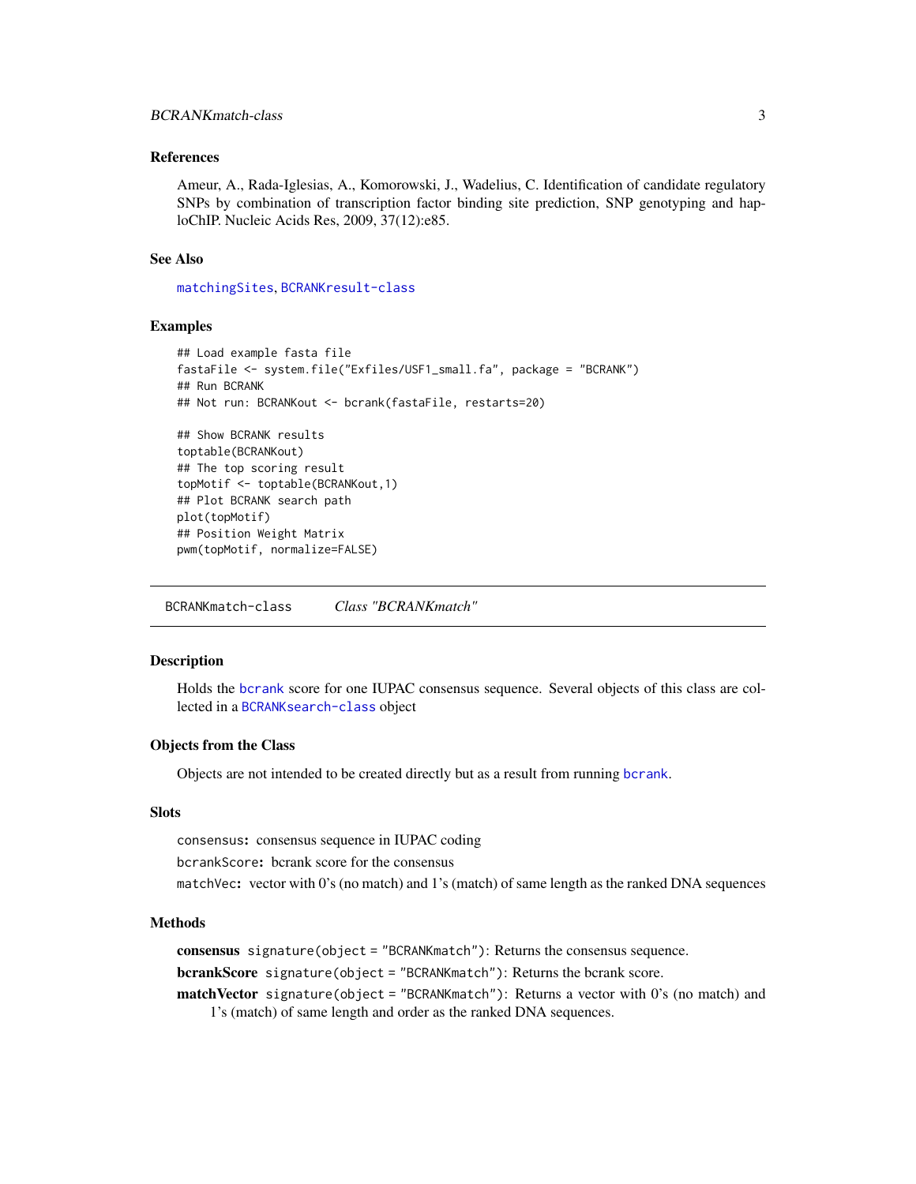### References

Ameur, A., Rada-Iglesias, A., Komorowski, J., Wadelius, C. Identification of candidate regulatory SNPs by combination of transcription factor binding site prediction, SNP genotyping and haploChIP. Nucleic Acids Res, 2009, 37(12):e85.

### See Also

`matchingSites`, `BCRANKresult-class`

### Examples

```
## Load example fasta file
fastaFile <- system.file("Exfiles/USF1_small.fa", package = "BCRANK")
## Run BCRANK
## Not run: BCRANKout <- bcrank(fastaFile, restarts=20)

## Show BCRANK results
toptable(BCRANKout)
## The top scoring result
topMotif <- toptable(BCRANKout,1)
## Plot BCRANK search path
plot(topMotif)
## Position Weight Matrix
pwm(topMotif, normalize=FALSE)
```

---

## BCRANKmatch-class *Class "BCRANKmatch"*

### Description

Holds the `bcrank` score for one IUPAC consensus sequence. Several objects of this class are collected in a `BCRANKsearch-class` object

### Objects from the Class

Objects are not intended to be created directly but as a result from running `bcrank`.

### Slots

`consensus`**:** consensus sequence in IUPAC coding

`bcrankScore`**:** bcrank score for the consensus

`matchVec`**:** vector with 0's (no match) and 1's (match) of same length as the ranked DNA sequences

### Methods

**consensus** `signature(object = "BCRANKmatch")`: Returns the consensus sequence.

**bcrankScore** `signature(object = "BCRANKmatch")`: Returns the bcrank score.

**matchVector** `signature(object = "BCRANKmatch")`: Returns a vector with 0's (no match) and 1's (match) of same length and order as the ranked DNA sequences.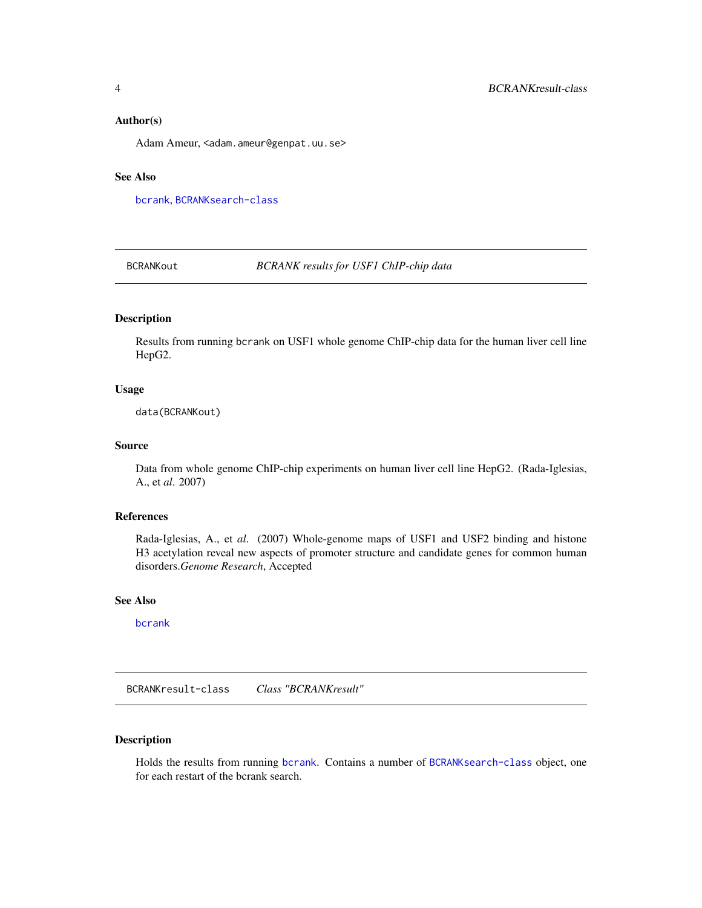### Author(s)

Adam Ameur, <adam.ameur@genpat.uu.se>

### See Also

bcrank, BCRANKsearch-class

---

## BCRANKout — *BCRANK results for USF1 ChIP-chip data*

### Description

Results from running bcrank on USF1 whole genome ChIP-chip data for the human liver cell line HepG2.

### Usage

```
data(BCRANKout)
```

### Source

Data from whole genome ChIP-chip experiments on human liver cell line HepG2. (Rada-Iglesias, A., et *al*. 2007)

### References

Rada-Iglesias, A., et *al*. (2007) Whole-genome maps of USF1 and USF2 binding and histone H3 acetylation reveal new aspects of promoter structure and candidate genes for common human disorders.*Genome Research*, Accepted

### See Also

bcrank

---

## BCRANKresult-class — *Class "BCRANKresult"*

### Description

Holds the results from running bcrank. Contains a number of BCRANKsearch-class object, one for each restart of the bcrank search.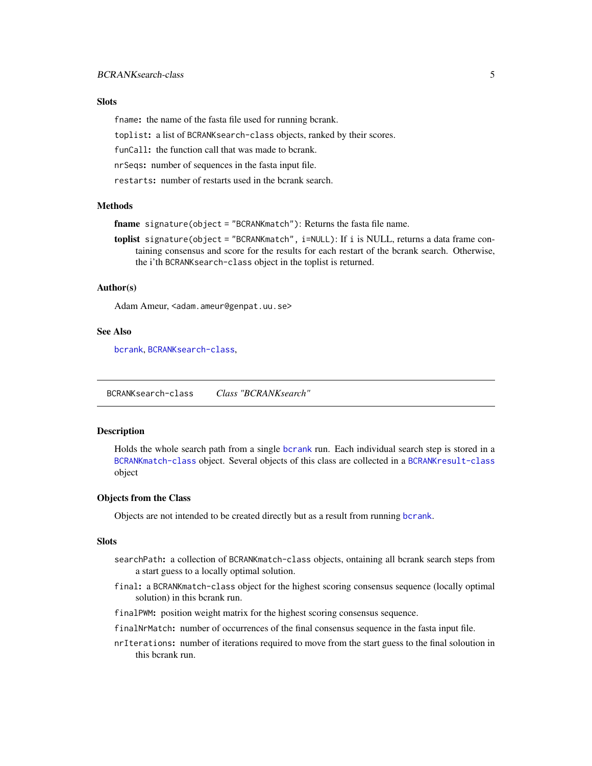### Slots

`fname`: the name of the fasta file used for running bcrank.

`toplist`: a list of `BCRANKsearch-class` objects, ranked by their scores.

`funCall`: the function call that was made to bcrank.

`nrSeqs`: number of sequences in the fasta input file.

`restarts`: number of restarts used in the bcrank search.

### Methods

**fname** `signature(object = "BCRANKmatch")`: Returns the fasta file name.

**toplist** `signature(object = "BCRANKmatch", i=NULL)`: If `i` is NULL, returns a data frame containing consensus and score for the results for each restart of the bcrank search. Otherwise, the i'th `BCRANKsearch-class` object in the toplist is returned.

### Author(s)

Adam Ameur, `<adam.ameur@genpat.uu.se>`

### See Also

`bcrank`, `BCRANKsearch-class`,

---

## `BCRANKsearch-class` *Class "BCRANKsearch"*

---

### Description

Holds the whole search path from a single `bcrank` run. Each individual search step is stored in a `BCRANKmatch-class` object. Several objects of this class are collected in a `BCRANKresult-class` object

### Objects from the Class

Objects are not intended to be created directly but as a result from running `bcrank`.

### Slots

`searchPath`: a collection of `BCRANKmatch-class` objects, ontaining all bcrank search steps from a start guess to a locally optimal solution.

`final`: a `BCRANKmatch-class` object for the highest scoring consensus sequence (locally optimal solution) in this bcrank run.

`finalPWM`: position weight matrix for the highest scoring consensus sequence.

`finalNrMatch`: number of occurrences of the final consensus sequence in the fasta input file.

`nrIterations`: number of iterations required to move from the start guess to the final soloution in this bcrank run.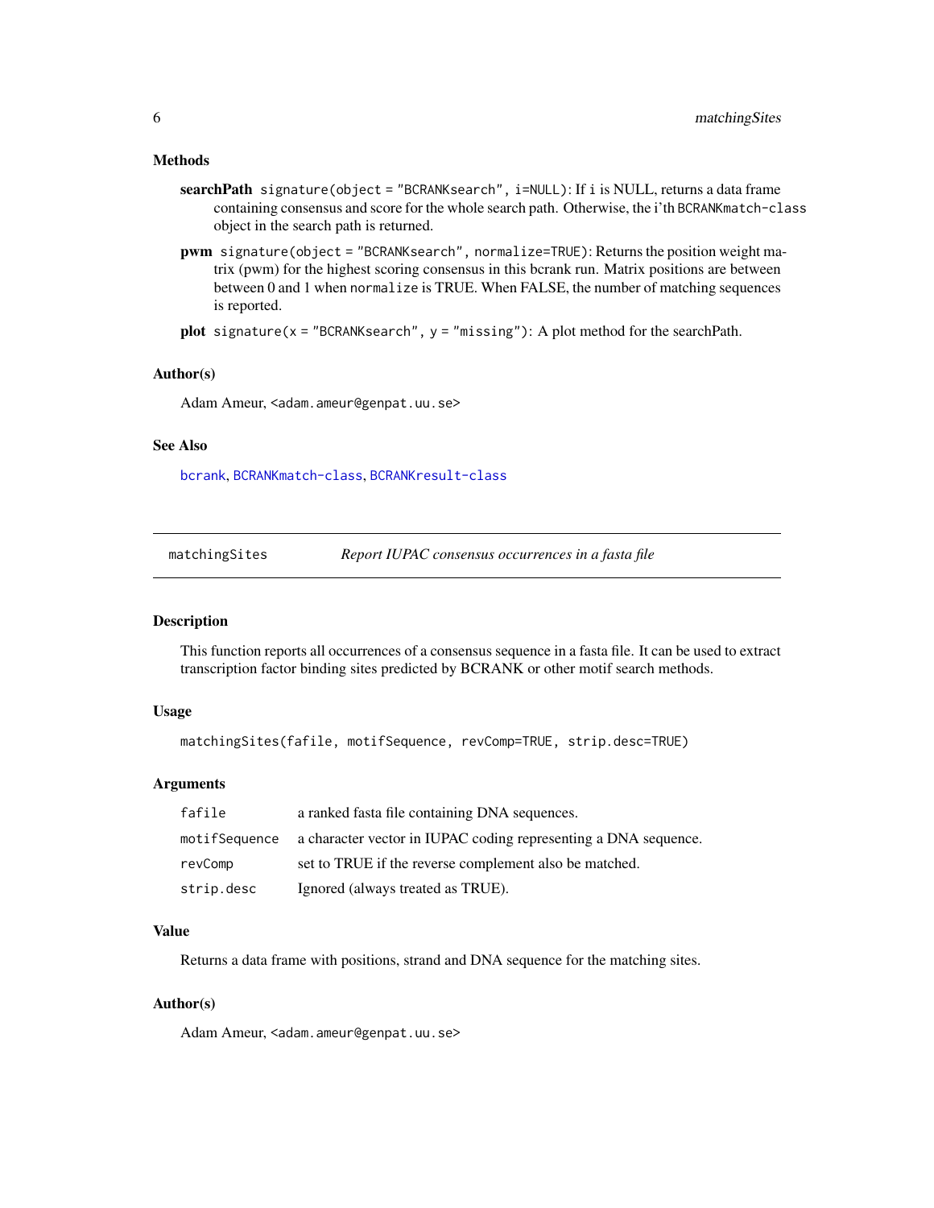### Methods

**searchPath** `signature(object = "BCRANKsearch", i=NULL)`: If `i` is NULL, returns a data frame containing consensus and score for the whole search path. Otherwise, the i'th `BCRANKmatch-class` object in the search path is returned.

**pwm** `signature(object = "BCRANKsearch", normalize=TRUE)`: Returns the position weight matrix (pwm) for the highest scoring consensus in this bcrank run. Matrix positions are between between 0 and 1 when `normalize` is TRUE. When FALSE, the number of matching sequences is reported.

**plot** `signature(x = "BCRANKsearch", y = "missing")`: A plot method for the searchPath.

### Author(s)

Adam Ameur, `<adam.ameur@genpat.uu.se>`

### See Also

`bcrank`, `BCRANKmatch-class`, `BCRANKresult-class`

---

## matchingSites — *Report IUPAC consensus occurrences in a fasta file*

---

### Description

This function reports all occurrences of a consensus sequence in a fasta file. It can be used to extract transcription factor binding sites predicted by BCRANK or other motif search methods.

### Usage

```
matchingSites(fafile, motifSequence, revComp=TRUE, strip.desc=TRUE)
```

### Arguments

| | |
|---|---|
| `fafile` | a ranked fasta file containing DNA sequences. |
| `motifSequence` | a character vector in IUPAC coding representing a DNA sequence. |
| `revComp` | set to TRUE if the reverse complement also be matched. |
| `strip.desc` | Ignored (always treated as TRUE). |

### Value

Returns a data frame with positions, strand and DNA sequence for the matching sites.

### Author(s)

Adam Ameur, `<adam.ameur@genpat.uu.se>`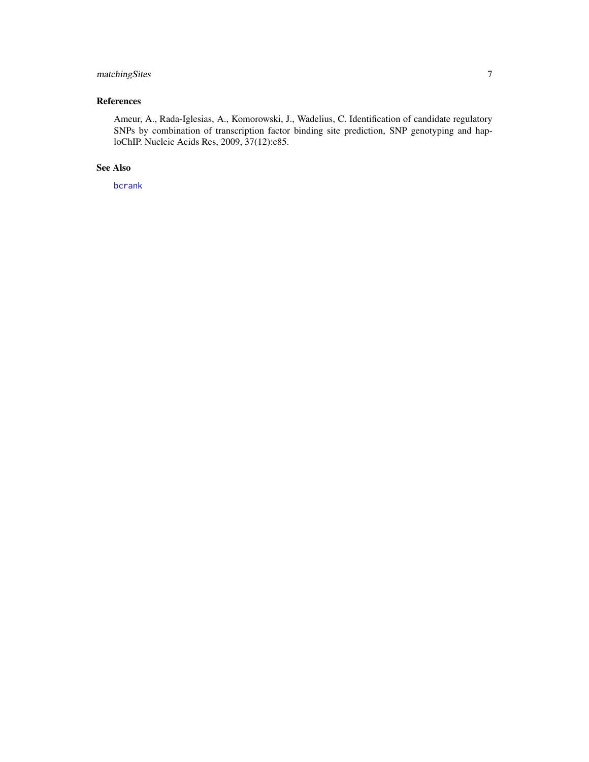### References

Ameur, A., Rada-Iglesias, A., Komorowski, J., Wadelius, C. Identification of candidate regulatory SNPs by combination of transcription factor binding site prediction, SNP genotyping and haploChIP. Nucleic Acids Res, 2009, 37(12):e85.

### See Also

`bcrank`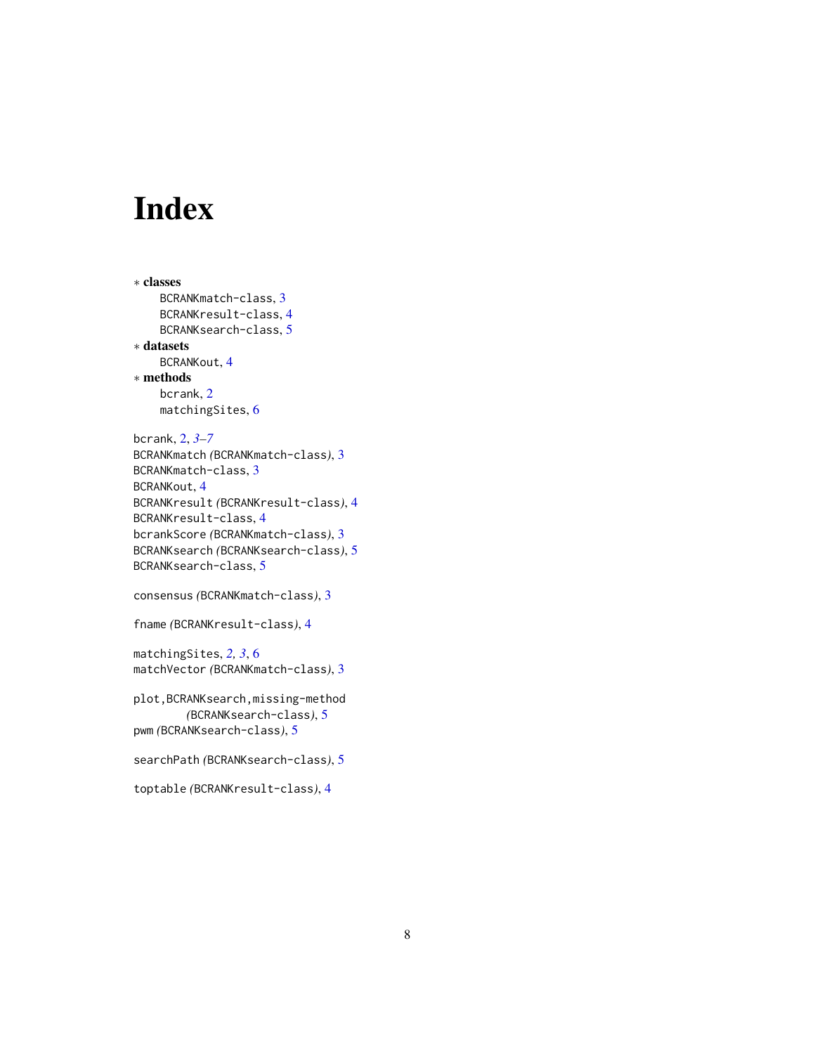# Index

∗ **classes**
    BCRANKmatch-class, 3
    BCRANKresult-class, 4
    BCRANKsearch-class, 5
∗ **datasets**
    BCRANKout, 4
∗ **methods**
    bcrank, 2
    matchingSites, 6

bcrank, 2, *3–7*
BCRANKmatch *(*BCRANKmatch-class*)*, 3
BCRANKmatch-class, 3
BCRANKout, 4
BCRANKresult *(*BCRANKresult-class*)*, 4
BCRANKresult-class, 4
bcrankScore *(*BCRANKmatch-class*)*, 3
BCRANKsearch *(*BCRANKsearch-class*)*, 5
BCRANKsearch-class, 5

consensus *(*BCRANKmatch-class*)*, 3

fname *(*BCRANKresult-class*)*, 4

matchingSites, *2, 3*, 6
matchVector *(*BCRANKmatch-class*)*, 3

plot,BCRANKsearch,missing-method
        *(*BCRANKsearch-class*)*, 5
pwm *(*BCRANKsearch-class*)*, 5

searchPath *(*BCRANKsearch-class*)*, 5

toptable *(*BCRANKresult-class*)*, 4